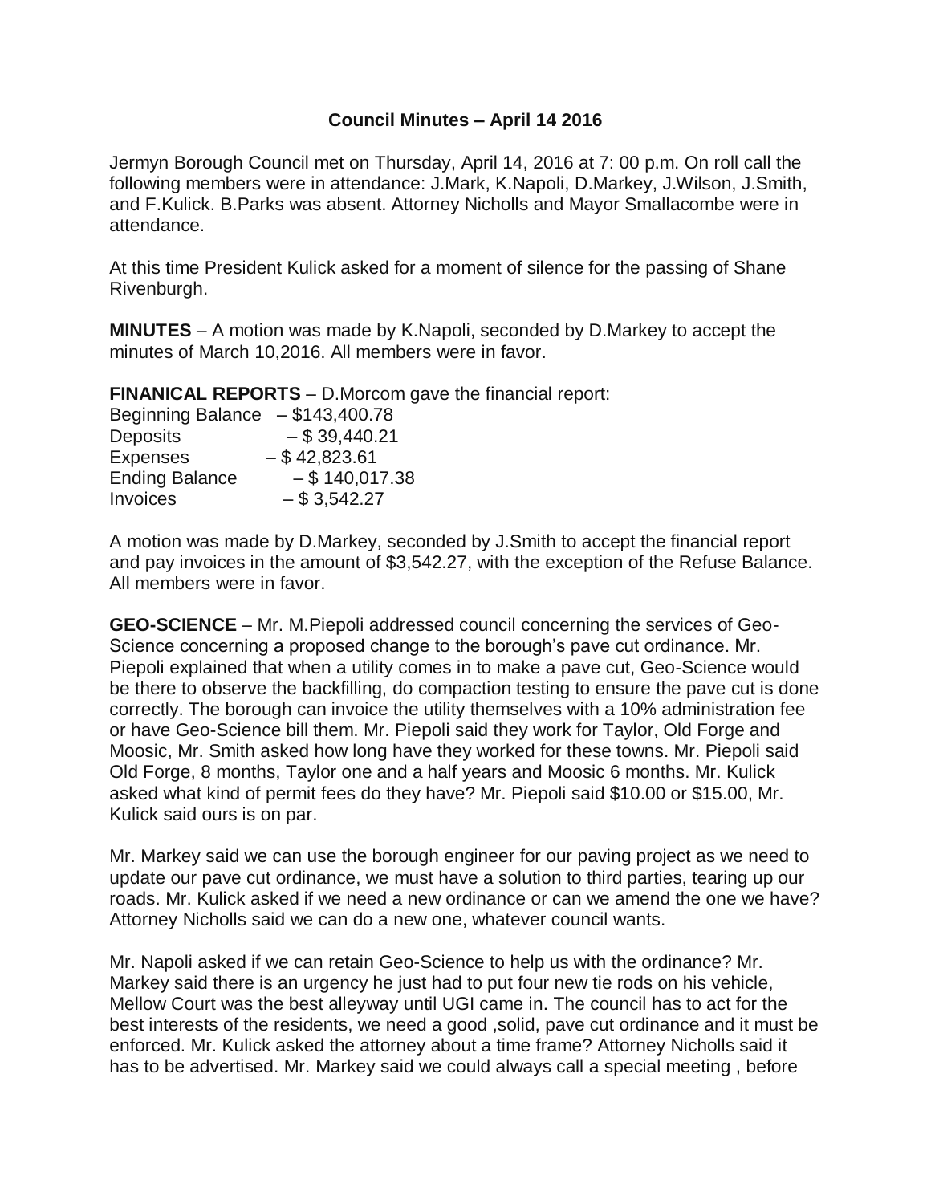# Council Minutes – April 14 2016

Jermyn Borough Council met on Thursday, April 14, 2016 at 7: 00 p.m. On roll call the following members were in attendance: J.Mark, K.Napoli, D.Markey, J.Wilson, J.Smith, and F.Kulick. B.Parks was absent. Attorney Nicholls and Mayor Smallacombe were in attendance.

At this time President Kulick asked for a moment of silence for the passing of Shane Rivenburgh.

**MINUTES** – A motion was made by K.Napoli, seconded by D.Markey to accept the minutes of March 10,2016. All members were in favor.

**FINANICAL REPORTS** – D.Morcom gave the financial report:

| | |
|---|---|
| Beginning Balance | – $143,400.78 |
| Deposits | – $ 39,440.21 |
| Expenses | – $ 42,823.61 |
| Ending Balance | – $ 140,017.38 |
| Invoices | – $ 3,542.27 |

A motion was made by D.Markey, seconded by J.Smith to accept the financial report and pay invoices in the amount of $3,542.27, with the exception of the Refuse Balance. All members were in favor.

**GEO-SCIENCE** – Mr. M.Piepoli addressed council concerning the services of Geo-Science concerning a proposed change to the borough's pave cut ordinance. Mr. Piepoli explained that when a utility comes in to make a pave cut, Geo-Science would be there to observe the backfilling, do compaction testing to ensure the pave cut is done correctly. The borough can invoice the utility themselves with a 10% administration fee or have Geo-Science bill them. Mr. Piepoli said they work for Taylor, Old Forge and Moosic, Mr. Smith asked how long have they worked for these towns. Mr. Piepoli said Old Forge, 8 months, Taylor one and a half years and Moosic 6 months. Mr. Kulick asked what kind of permit fees do they have? Mr. Piepoli said $10.00 or $15.00, Mr. Kulick said ours is on par.

Mr. Markey said we can use the borough engineer for our paving project as we need to update our pave cut ordinance, we must have a solution to third parties, tearing up our roads. Mr. Kulick asked if we need a new ordinance or can we amend the one we have? Attorney Nicholls said we can do a new one, whatever council wants.

Mr. Napoli asked if we can retain Geo-Science to help us with the ordinance? Mr. Markey said there is an urgency he just had to put four new tie rods on his vehicle, Mellow Court was the best alleyway until UGI came in. The council has to act for the best interests of the residents, we need a good ,solid, pave cut ordinance and it must be enforced. Mr. Kulick asked the attorney about a time frame? Attorney Nicholls said it has to be advertised. Mr. Markey said we could always call a special meeting , before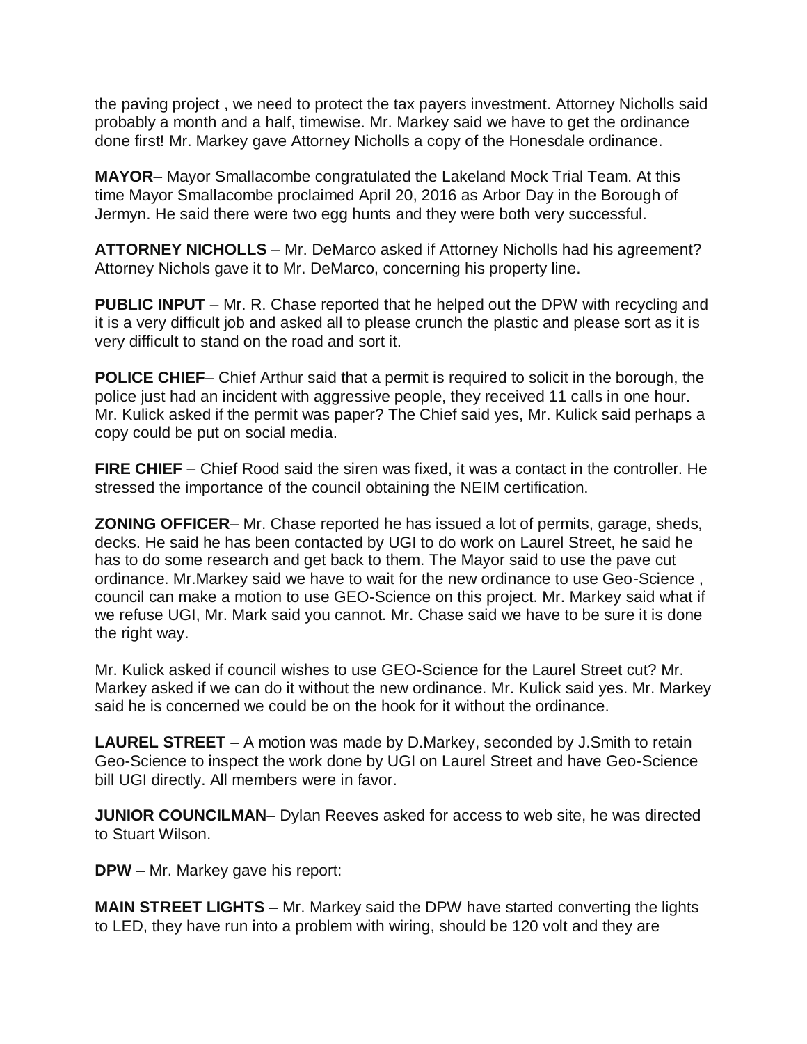the paving project , we need to protect the tax payers investment. Attorney Nicholls said probably a month and a half, timewise. Mr. Markey said we have to get the ordinance done first! Mr. Markey gave Attorney Nicholls a copy of the Honesdale ordinance.

**MAYOR**– Mayor Smallacombe congratulated the Lakeland Mock Trial Team. At this time Mayor Smallacombe proclaimed April 20, 2016 as Arbor Day in the Borough of Jermyn. He said there were two egg hunts and they were both very successful.

**ATTORNEY NICHOLLS** – Mr. DeMarco asked if Attorney Nicholls had his agreement? Attorney Nichols gave it to Mr. DeMarco, concerning his property line.

**PUBLIC INPUT** – Mr. R. Chase reported that he helped out the DPW with recycling and it is a very difficult job and asked all to please crunch the plastic and please sort as it is very difficult to stand on the road and sort it.

**POLICE CHIEF**– Chief Arthur said that a permit is required to solicit in the borough, the police just had an incident with aggressive people, they received 11 calls in one hour. Mr. Kulick asked if the permit was paper? The Chief said yes, Mr. Kulick said perhaps a copy could be put on social media.

**FIRE CHIEF** – Chief Rood said the siren was fixed, it was a contact in the controller. He stressed the importance of the council obtaining the NEIM certification.

**ZONING OFFICER**– Mr. Chase reported he has issued a lot of permits, garage, sheds, decks. He said he has been contacted by UGI to do work on Laurel Street, he said he has to do some research and get back to them. The Mayor said to use the pave cut ordinance. Mr.Markey said we have to wait for the new ordinance to use Geo-Science , council can make a motion to use GEO-Science on this project. Mr. Markey said what if we refuse UGI, Mr. Mark said you cannot. Mr. Chase said we have to be sure it is done the right way.

Mr. Kulick asked if council wishes to use GEO-Science for the Laurel Street cut? Mr. Markey asked if we can do it without the new ordinance. Mr. Kulick said yes. Mr. Markey said he is concerned we could be on the hook for it without the ordinance.

**LAUREL STREET** – A motion was made by D.Markey, seconded by J.Smith to retain Geo-Science to inspect the work done by UGI on Laurel Street and have Geo-Science bill UGI directly. All members were in favor.

**JUNIOR COUNCILMAN**– Dylan Reeves asked for access to web site, he was directed to Stuart Wilson.

**DPW** – Mr. Markey gave his report:

**MAIN STREET LIGHTS** – Mr. Markey said the DPW have started converting the lights to LED, they have run into a problem with wiring, should be 120 volt and they are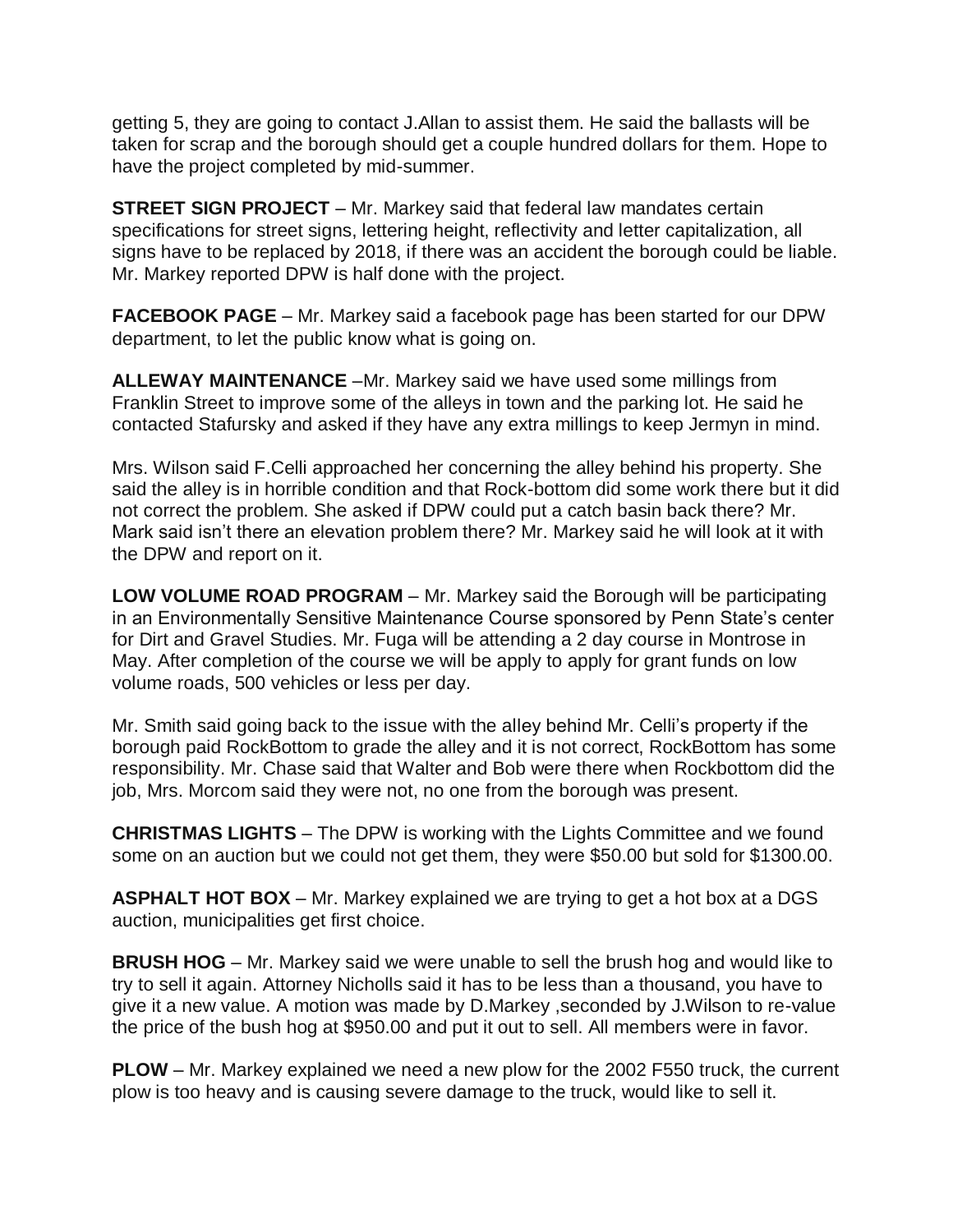getting 5, they are going to contact J.Allan to assist them. He said the ballasts will be taken for scrap and the borough should get a couple hundred dollars for them. Hope to have the project completed by mid-summer.

**STREET SIGN PROJECT** – Mr. Markey said that federal law mandates certain specifications for street signs, lettering height, reflectivity and letter capitalization, all signs have to be replaced by 2018, if there was an accident the borough could be liable. Mr. Markey reported DPW is half done with the project.

**FACEBOOK PAGE** – Mr. Markey said a facebook page has been started for our DPW department, to let the public know what is going on.

**ALLEWAY MAINTENANCE** –Mr. Markey said we have used some millings from Franklin Street to improve some of the alleys in town and the parking lot. He said he contacted Stafursky and asked if they have any extra millings to keep Jermyn in mind.

Mrs. Wilson said F.Celli approached her concerning the alley behind his property. She said the alley is in horrible condition and that Rock-bottom did some work there but it did not correct the problem. She asked if DPW could put a catch basin back there? Mr. Mark said isn't there an elevation problem there? Mr. Markey said he will look at it with the DPW and report on it.

**LOW VOLUME ROAD PROGRAM** – Mr. Markey said the Borough will be participating in an Environmentally Sensitive Maintenance Course sponsored by Penn State's center for Dirt and Gravel Studies. Mr. Fuga will be attending a 2 day course in Montrose in May. After completion of the course we will be apply to apply for grant funds on low volume roads, 500 vehicles or less per day.

Mr. Smith said going back to the issue with the alley behind Mr. Celli's property if the borough paid RockBottom to grade the alley and it is not correct, RockBottom has some responsibility. Mr. Chase said that Walter and Bob were there when Rockbottom did the job, Mrs. Morcom said they were not, no one from the borough was present.

**CHRISTMAS LIGHTS** – The DPW is working with the Lights Committee and we found some on an auction but we could not get them, they were $50.00 but sold for $1300.00.

**ASPHALT HOT BOX** – Mr. Markey explained we are trying to get a hot box at a DGS auction, municipalities get first choice.

**BRUSH HOG** – Mr. Markey said we were unable to sell the brush hog and would like to try to sell it again. Attorney Nicholls said it has to be less than a thousand, you have to give it a new value. A motion was made by D.Markey ,seconded by J.Wilson to re-value the price of the bush hog at $950.00 and put it out to sell. All members were in favor.

**PLOW** – Mr. Markey explained we need a new plow for the 2002 F550 truck, the current plow is too heavy and is causing severe damage to the truck, would like to sell it.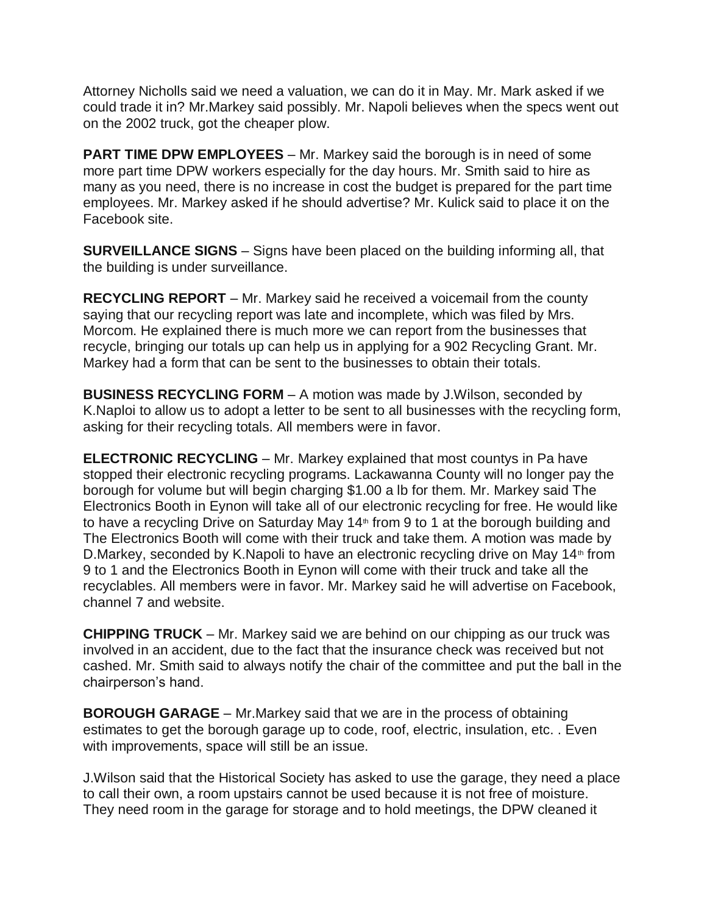Attorney Nicholls said we need a valuation, we can do it in May. Mr. Mark asked if we could trade it in? Mr.Markey said possibly. Mr. Napoli believes when the specs went out on the 2002 truck, got the cheaper plow.

**PART TIME DPW EMPLOYEES** – Mr. Markey said the borough is in need of some more part time DPW workers especially for the day hours. Mr. Smith said to hire as many as you need, there is no increase in cost the budget is prepared for the part time employees. Mr. Markey asked if he should advertise? Mr. Kulick said to place it on the Facebook site.

**SURVEILLANCE SIGNS** – Signs have been placed on the building informing all, that the building is under surveillance.

**RECYCLING REPORT** – Mr. Markey said he received a voicemail from the county saying that our recycling report was late and incomplete, which was filed by Mrs. Morcom. He explained there is much more we can report from the businesses that recycle, bringing our totals up can help us in applying for a 902 Recycling Grant. Mr. Markey had a form that can be sent to the businesses to obtain their totals.

**BUSINESS RECYCLING FORM** – A motion was made by J.Wilson, seconded by K.Naploi to allow us to adopt a letter to be sent to all businesses with the recycling form, asking for their recycling totals. All members were in favor.

**ELECTRONIC RECYCLING** – Mr. Markey explained that most countys in Pa have stopped their electronic recycling programs. Lackawanna County will no longer pay the borough for volume but will begin charging $1.00 a lb for them. Mr. Markey said The Electronics Booth in Eynon will take all of our electronic recycling for free. He would like to have a recycling Drive on Saturday May 14th from 9 to 1 at the borough building and The Electronics Booth will come with their truck and take them. A motion was made by D.Markey, seconded by K.Napoli to have an electronic recycling drive on May 14th from 9 to 1 and the Electronics Booth in Eynon will come with their truck and take all the recyclables. All members were in favor. Mr. Markey said he will advertise on Facebook, channel 7 and website.

**CHIPPING TRUCK** – Mr. Markey said we are behind on our chipping as our truck was involved in an accident, due to the fact that the insurance check was received but not cashed. Mr. Smith said to always notify the chair of the committee and put the ball in the chairperson's hand.

**BOROUGH GARAGE** – Mr.Markey said that we are in the process of obtaining estimates to get the borough garage up to code, roof, electric, insulation, etc. . Even with improvements, space will still be an issue.

J.Wilson said that the Historical Society has asked to use the garage, they need a place to call their own, a room upstairs cannot be used because it is not free of moisture. They need room in the garage for storage and to hold meetings, the DPW cleaned it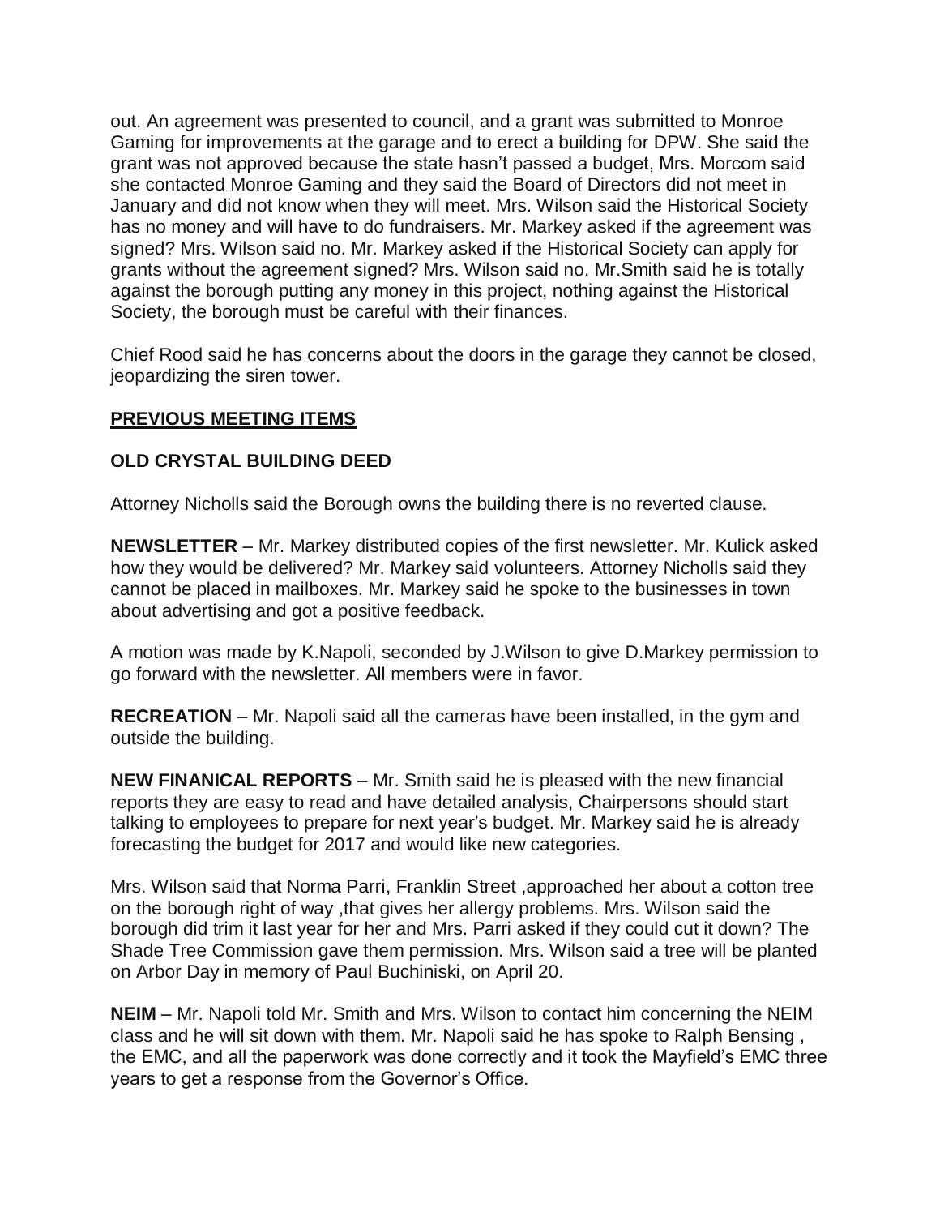out. An agreement was presented to council, and a grant was submitted to Monroe Gaming for improvements at the garage and to erect a building for DPW. She said the grant was not approved because the state hasn't passed a budget, Mrs. Morcom said she contacted Monroe Gaming and they said the Board of Directors did not meet in January and did not know when they will meet. Mrs. Wilson said the Historical Society has no money and will have to do fundraisers. Mr. Markey asked if the agreement was signed? Mrs. Wilson said no. Mr. Markey asked if the Historical Society can apply for grants without the agreement signed? Mrs. Wilson said no. Mr.Smith said he is totally against the borough putting any money in this project, nothing against the Historical Society, the borough must be careful with their finances.

Chief Rood said he has concerns about the doors in the garage they cannot be closed, jeopardizing the siren tower.

## PREVIOUS MEETING ITEMS

### OLD CRYSTAL BUILDING DEED

Attorney Nicholls said the Borough owns the building there is no reverted clause.

**NEWSLETTER** – Mr. Markey distributed copies of the first newsletter. Mr. Kulick asked how they would be delivered? Mr. Markey said volunteers. Attorney Nicholls said they cannot be placed in mailboxes. Mr. Markey said he spoke to the businesses in town about advertising and got a positive feedback.

A motion was made by K.Napoli, seconded by J.Wilson to give D.Markey permission to go forward with the newsletter. All members were in favor.

**RECREATION** – Mr. Napoli said all the cameras have been installed, in the gym and outside the building.

**NEW FINANICAL REPORTS** – Mr. Smith said he is pleased with the new financial reports they are easy to read and have detailed analysis, Chairpersons should start talking to employees to prepare for next year's budget. Mr. Markey said he is already forecasting the budget for 2017 and would like new categories.

Mrs. Wilson said that Norma Parri, Franklin Street ,approached her about a cotton tree on the borough right of way ,that gives her allergy problems. Mrs. Wilson said the borough did trim it last year for her and Mrs. Parri asked if they could cut it down? The Shade Tree Commission gave them permission. Mrs. Wilson said a tree will be planted on Arbor Day in memory of Paul Buchiniski, on April 20.

**NEIM** – Mr. Napoli told Mr. Smith and Mrs. Wilson to contact him concerning the NEIM class and he will sit down with them. Mr. Napoli said he has spoke to Ralph Bensing , the EMC, and all the paperwork was done correctly and it took the Mayfield's EMC three years to get a response from the Governor's Office.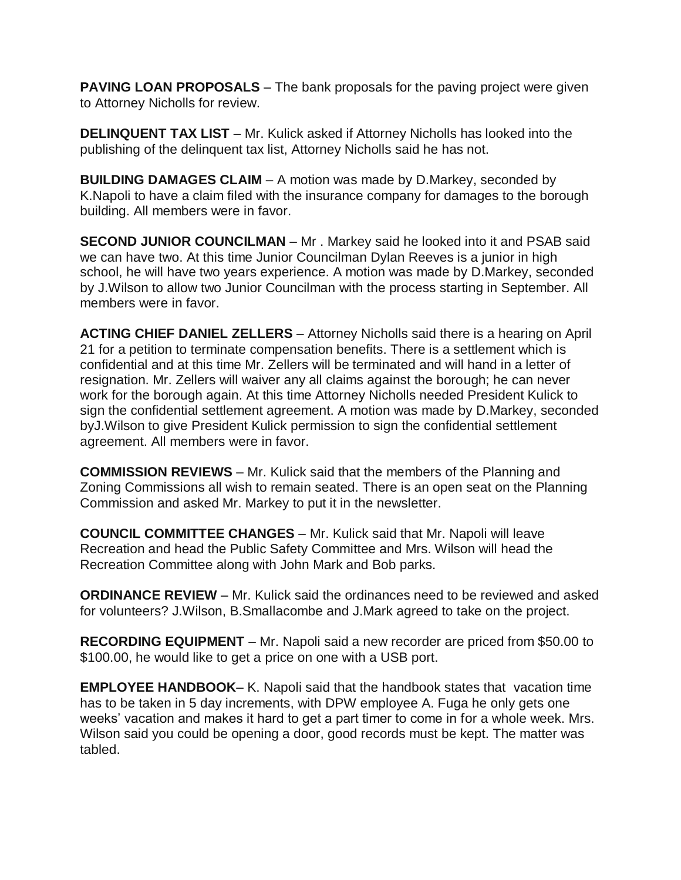**PAVING LOAN PROPOSALS** – The bank proposals for the paving project were given to Attorney Nicholls for review.

**DELINQUENT TAX LIST** – Mr. Kulick asked if Attorney Nicholls has looked into the publishing of the delinquent tax list, Attorney Nicholls said he has not.

**BUILDING DAMAGES CLAIM** – A motion was made by D.Markey, seconded by K.Napoli to have a claim filed with the insurance company for damages to the borough building. All members were in favor.

**SECOND JUNIOR COUNCILMAN** – Mr . Markey said he looked into it and PSAB said we can have two. At this time Junior Councilman Dylan Reeves is a junior in high school, he will have two years experience. A motion was made by D.Markey, seconded by J.Wilson to allow two Junior Councilman with the process starting in September. All members were in favor.

**ACTING CHIEF DANIEL ZELLERS** – Attorney Nicholls said there is a hearing on April 21 for a petition to terminate compensation benefits. There is a settlement which is confidential and at this time Mr. Zellers will be terminated and will hand in a letter of resignation. Mr. Zellers will waiver any all claims against the borough; he can never work for the borough again. At this time Attorney Nicholls needed President Kulick to sign the confidential settlement agreement. A motion was made by D.Markey, seconded byJ.Wilson to give President Kulick permission to sign the confidential settlement agreement. All members were in favor.

**COMMISSION REVIEWS** – Mr. Kulick said that the members of the Planning and Zoning Commissions all wish to remain seated. There is an open seat on the Planning Commission and asked Mr. Markey to put it in the newsletter.

**COUNCIL COMMITTEE CHANGES** – Mr. Kulick said that Mr. Napoli will leave Recreation and head the Public Safety Committee and Mrs. Wilson will head the Recreation Committee along with John Mark and Bob parks.

**ORDINANCE REVIEW** – Mr. Kulick said the ordinances need to be reviewed and asked for volunteers? J.Wilson, B.Smallacombe and J.Mark agreed to take on the project.

**RECORDING EQUIPMENT** – Mr. Napoli said a new recorder are priced from $50.00 to $100.00, he would like to get a price on one with a USB port.

**EMPLOYEE HANDBOOK**– K. Napoli said that the handbook states that vacation time has to be taken in 5 day increments, with DPW employee A. Fuga he only gets one weeks' vacation and makes it hard to get a part timer to come in for a whole week. Mrs. Wilson said you could be opening a door, good records must be kept. The matter was tabled.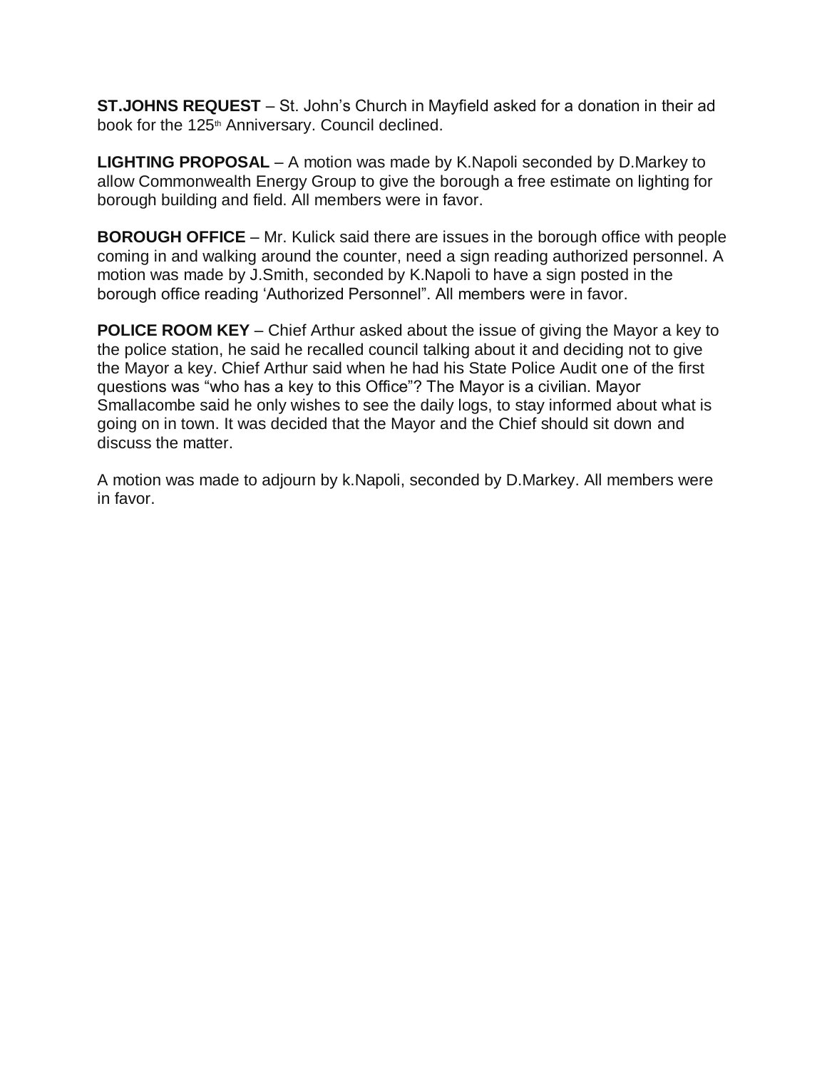**ST.JOHNS REQUEST** – St. John's Church in Mayfield asked for a donation in their ad book for the 125th Anniversary. Council declined.

**LIGHTING PROPOSAL** – A motion was made by K.Napoli seconded by D.Markey to allow Commonwealth Energy Group to give the borough a free estimate on lighting for borough building and field. All members were in favor.

**BOROUGH OFFICE** – Mr. Kulick said there are issues in the borough office with people coming in and walking around the counter, need a sign reading authorized personnel. A motion was made by J.Smith, seconded by K.Napoli to have a sign posted in the borough office reading 'Authorized Personnel". All members were in favor.

**POLICE ROOM KEY** – Chief Arthur asked about the issue of giving the Mayor a key to the police station, he said he recalled council talking about it and deciding not to give the Mayor a key. Chief Arthur said when he had his State Police Audit one of the first questions was "who has a key to this Office"? The Mayor is a civilian. Mayor Smallacombe said he only wishes to see the daily logs, to stay informed about what is going on in town. It was decided that the Mayor and the Chief should sit down and discuss the matter.

A motion was made to adjourn by k.Napoli, seconded by D.Markey. All members were in favor.